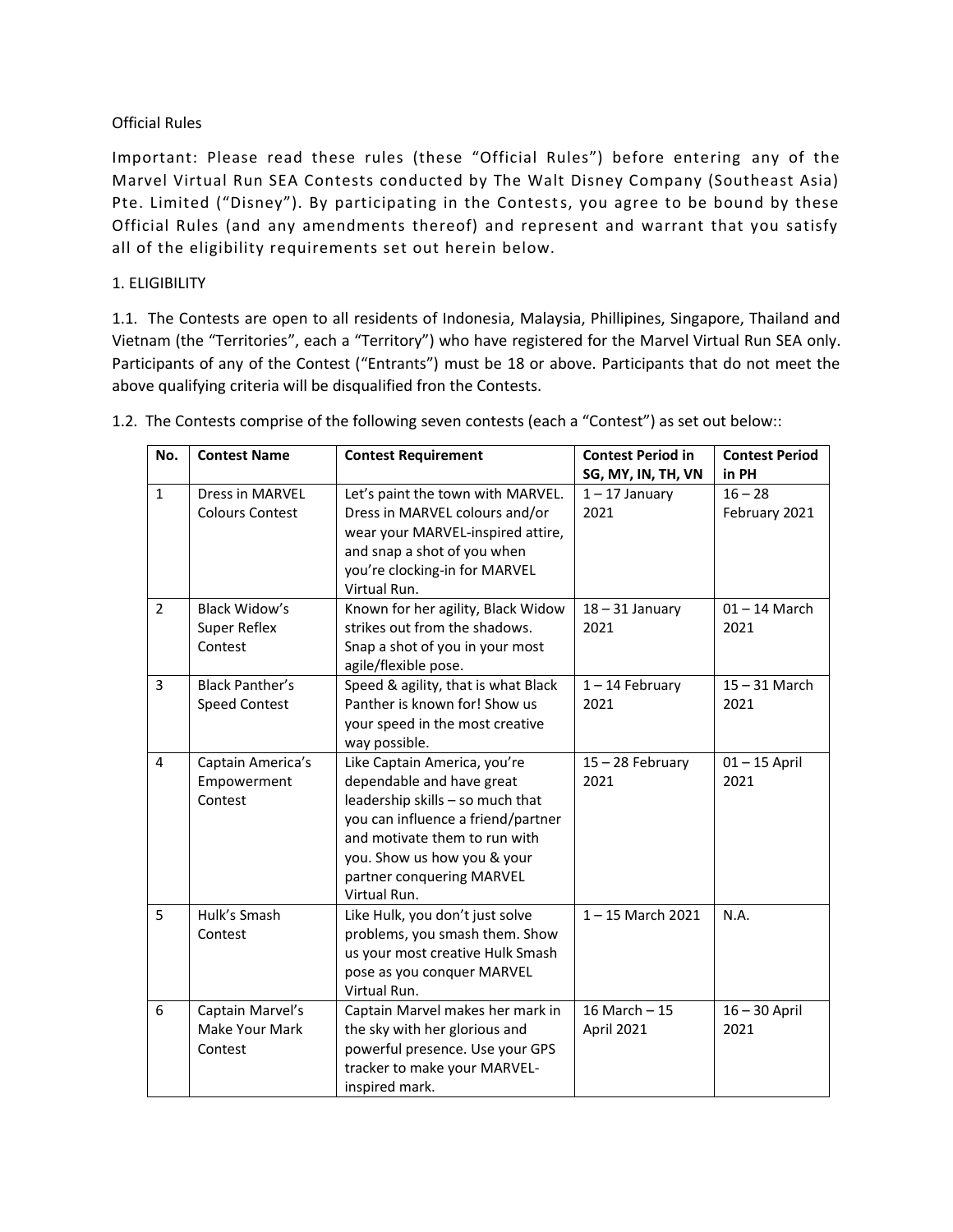Official Rules

Important: Please read these rules (these "Official Rules") before entering any of the Marvel Virtual Run SEA Contests conducted by The Walt Disney Company (Southeast Asia) Pte. Limited ("Disney"). By participating in the Contests, you agree to be bound by these Official Rules (and any amendments thereof) and represent and warrant that you satisfy all of the eligibility requirements set out herein below.

1. ELIGIBILITY

1.1. The Contests are open to all residents of Indonesia, Malaysia, Phillipines, Singapore, Thailand and Vietnam (the "Territories", each a "Territory") who have registered for the Marvel Virtual Run SEA only. Participants of any of the Contest ("Entrants") must be 18 or above. Participants that do not meet the above qualifying criteria will be disqualified fron the Contests.

1.2. The Contests comprise of the following seven contests (each a "Contest") as set out below::

| No. | Contest Name | Contest Requirement | Contest Period in SG, MY, IN, TH, VN | Contest Period in PH |
|---|---|---|---|---|
| 1 | Dress in MARVEL Colours Contest | Let's paint the town with MARVEL. Dress in MARVEL colours and/or wear your MARVEL-inspired attire, and snap a shot of you when you're clocking-in for MARVEL Virtual Run. | 1 – 17 January 2021 | 16 – 28 February 2021 |
| 2 | Black Widow's Super Reflex Contest | Known for her agility, Black Widow strikes out from the shadows. Snap a shot of you in your most agile/flexible pose. | 18 – 31 January 2021 | 01 – 14 March 2021 |
| 3 | Black Panther's Speed Contest | Speed & agility, that is what Black Panther is known for! Show us your speed in the most creative way possible. | 1 – 14 February 2021 | 15 – 31 March 2021 |
| 4 | Captain America's Empowerment Contest | Like Captain America, you're dependable and have great leadership skills – so much that you can influence a friend/partner and motivate them to run with you. Show us how you & your partner conquering MARVEL Virtual Run. | 15 – 28 February 2021 | 01 – 15 April 2021 |
| 5 | Hulk's Smash Contest | Like Hulk, you don't just solve problems, you smash them. Show us your most creative Hulk Smash pose as you conquer MARVEL Virtual Run. | 1 – 15 March 2021 | N.A. |
| 6 | Captain Marvel's Make Your Mark Contest | Captain Marvel makes her mark in the sky with her glorious and powerful presence. Use your GPS tracker to make your MARVEL-inspired mark. | 16 March – 15 April 2021 | 16 – 30 April 2021 |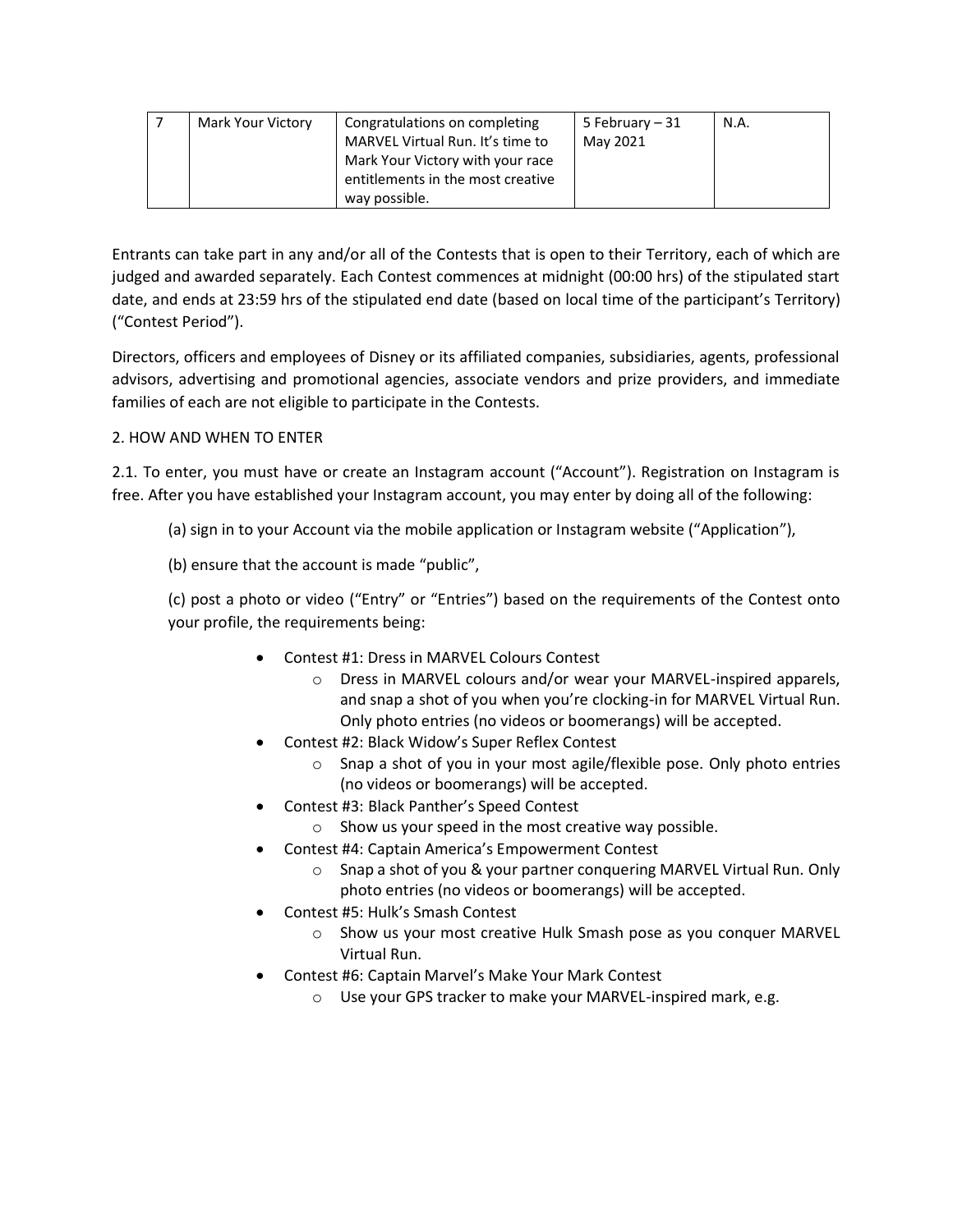| 7 | Mark Your Victory | Congratulations on completing MARVEL Virtual Run. It's time to Mark Your Victory with your race entitlements in the most creative way possible. | 5 February – 31 May 2021 | N.A. |
|---|---|---|---|---|

Entrants can take part in any and/or all of the Contests that is open to their Territory, each of which are judged and awarded separately. Each Contest commences at midnight (00:00 hrs) of the stipulated start date, and ends at 23:59 hrs of the stipulated end date (based on local time of the participant's Territory) ("Contest Period").

Directors, officers and employees of Disney or its affiliated companies, subsidiaries, agents, professional advisors, advertising and promotional agencies, associate vendors and prize providers, and immediate families of each are not eligible to participate in the Contests.

2. HOW AND WHEN TO ENTER

2.1. To enter, you must have or create an Instagram account ("Account"). Registration on Instagram is free. After you have established your Instagram account, you may enter by doing all of the following:

(a) sign in to your Account via the mobile application or Instagram website ("Application"),

(b) ensure that the account is made "public",

(c) post a photo or video ("Entry" or "Entries") based on the requirements of the Contest onto your profile, the requirements being:

- Contest #1: Dress in MARVEL Colours Contest
  - Dress in MARVEL colours and/or wear your MARVEL-inspired apparels, and snap a shot of you when you're clocking-in for MARVEL Virtual Run. Only photo entries (no videos or boomerangs) will be accepted.
- Contest #2: Black Widow's Super Reflex Contest
  - Snap a shot of you in your most agile/flexible pose. Only photo entries (no videos or boomerangs) will be accepted.
- Contest #3: Black Panther's Speed Contest
  - Show us your speed in the most creative way possible.
- Contest #4: Captain America's Empowerment Contest
  - Snap a shot of you & your partner conquering MARVEL Virtual Run. Only photo entries (no videos or boomerangs) will be accepted.
- Contest #5: Hulk's Smash Contest
  - Show us your most creative Hulk Smash pose as you conquer MARVEL Virtual Run.
- Contest #6: Captain Marvel's Make Your Mark Contest
  - Use your GPS tracker to make your MARVEL-inspired mark, e.g.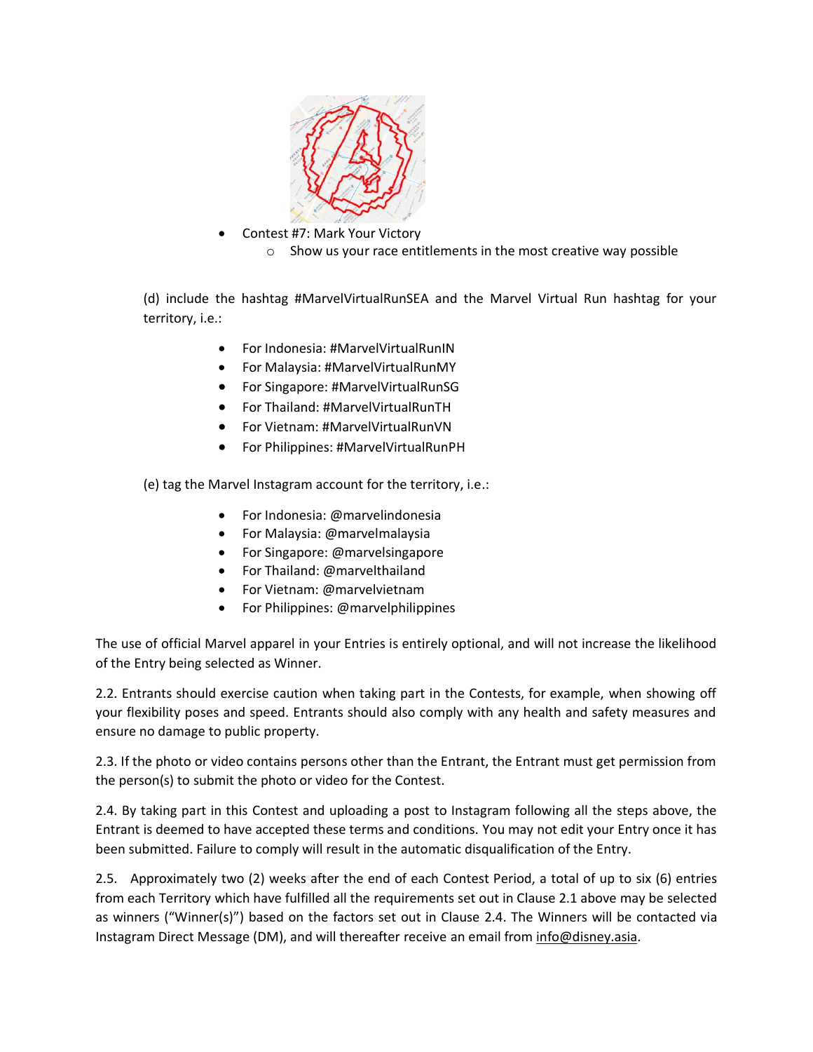- Contest #7: Mark Your Victory
    - Show us your race entitlements in the most creative way possible

(d) include the hashtag #MarvelVirtualRunSEA and the Marvel Virtual Run hashtag for your territory, i.e.:

- For Indonesia: #MarvelVirtualRunIN
- For Malaysia: #MarvelVirtualRunMY
- For Singapore: #MarvelVirtualRunSG
- For Thailand: #MarvelVirtualRunTH
- For Vietnam: #MarvelVirtualRunVN
- For Philippines: #MarvelVirtualRunPH

(e) tag the Marvel Instagram account for the territory, i.e.:

- For Indonesia: @marvelindonesia
- For Malaysia: @marvelmalaysia
- For Singapore: @marvelsingapore
- For Thailand: @marvelthailand
- For Vietnam: @marvelvietnam
- For Philippines: @marvelphilippines

The use of official Marvel apparel in your Entries is entirely optional, and will not increase the likelihood of the Entry being selected as Winner.

2.2. Entrants should exercise caution when taking part in the Contests, for example, when showing off your flexibility poses and speed. Entrants should also comply with any health and safety measures and ensure no damage to public property.

2.3. If the photo or video contains persons other than the Entrant, the Entrant must get permission from the person(s) to submit the photo or video for the Contest.

2.4. By taking part in this Contest and uploading a post to Instagram following all the steps above, the Entrant is deemed to have accepted these terms and conditions. You may not edit your Entry once it has been submitted. Failure to comply will result in the automatic disqualification of the Entry.

2.5. Approximately two (2) weeks after the end of each Contest Period, a total of up to six (6) entries from each Territory which have fulfilled all the requirements set out in Clause 2.1 above may be selected as winners ("Winner(s)") based on the factors set out in Clause 2.4. The Winners will be contacted via Instagram Direct Message (DM), and will thereafter receive an email from info@disney.asia.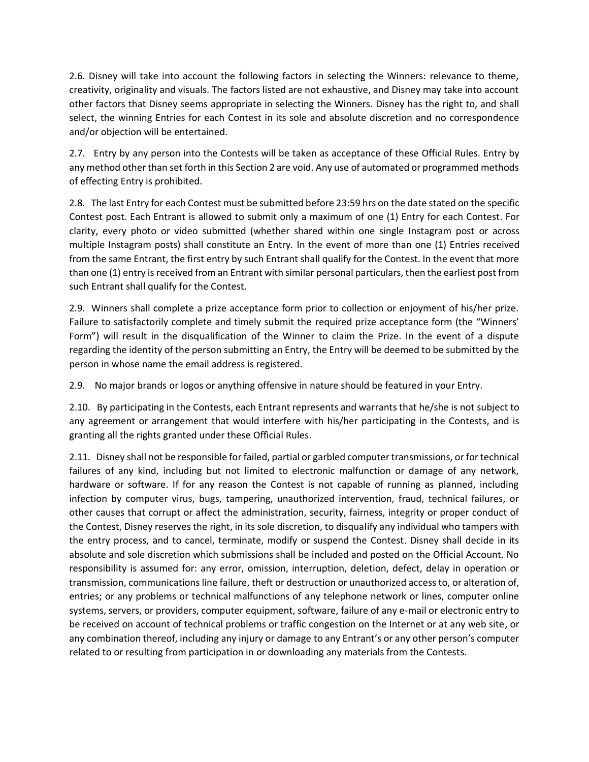2.6. Disney will take into account the following factors in selecting the Winners: relevance to theme, creativity, originality and visuals. The factors listed are not exhaustive, and Disney may take into account other factors that Disney seems appropriate in selecting the Winners. Disney has the right to, and shall select, the winning Entries for each Contest in its sole and absolute discretion and no correspondence and/or objection will be entertained.

2.7. Entry by any person into the Contests will be taken as acceptance of these Official Rules. Entry by any method other than set forth in this Section 2 are void. Any use of automated or programmed methods of effecting Entry is prohibited.

2.8. The last Entry for each Contest must be submitted before 23:59 hrs on the date stated on the specific Contest post. Each Entrant is allowed to submit only a maximum of one (1) Entry for each Contest. For clarity, every photo or video submitted (whether shared within one single Instagram post or across multiple Instagram posts) shall constitute an Entry. In the event of more than one (1) Entries received from the same Entrant, the first entry by such Entrant shall qualify for the Contest. In the event that more than one (1) entry is received from an Entrant with similar personal particulars, then the earliest post from such Entrant shall qualify for the Contest.

2.9. Winners shall complete a prize acceptance form prior to collection or enjoyment of his/her prize. Failure to satisfactorily complete and timely submit the required prize acceptance form (the "Winners' Form") will result in the disqualification of the Winner to claim the Prize. In the event of a dispute regarding the identity of the person submitting an Entry, the Entry will be deemed to be submitted by the person in whose name the email address is registered.

2.9. No major brands or logos or anything offensive in nature should be featured in your Entry.

2.10. By participating in the Contests, each Entrant represents and warrants that he/she is not subject to any agreement or arrangement that would interfere with his/her participating in the Contests, and is granting all the rights granted under these Official Rules.

2.11. Disney shall not be responsible for failed, partial or garbled computer transmissions, or for technical failures of any kind, including but not limited to electronic malfunction or damage of any network, hardware or software. If for any reason the Contest is not capable of running as planned, including infection by computer virus, bugs, tampering, unauthorized intervention, fraud, technical failures, or other causes that corrupt or affect the administration, security, fairness, integrity or proper conduct of the Contest, Disney reserves the right, in its sole discretion, to disqualify any individual who tampers with the entry process, and to cancel, terminate, modify or suspend the Contest. Disney shall decide in its absolute and sole discretion which submissions shall be included and posted on the Official Account. No responsibility is assumed for: any error, omission, interruption, deletion, defect, delay in operation or transmission, communications line failure, theft or destruction or unauthorized access to, or alteration of, entries; or any problems or technical malfunctions of any telephone network or lines, computer online systems, servers, or providers, computer equipment, software, failure of any e-mail or electronic entry to be received on account of technical problems or traffic congestion on the Internet or at any web site, or any combination thereof, including any injury or damage to any Entrant's or any other person's computer related to or resulting from participation in or downloading any materials from the Contests.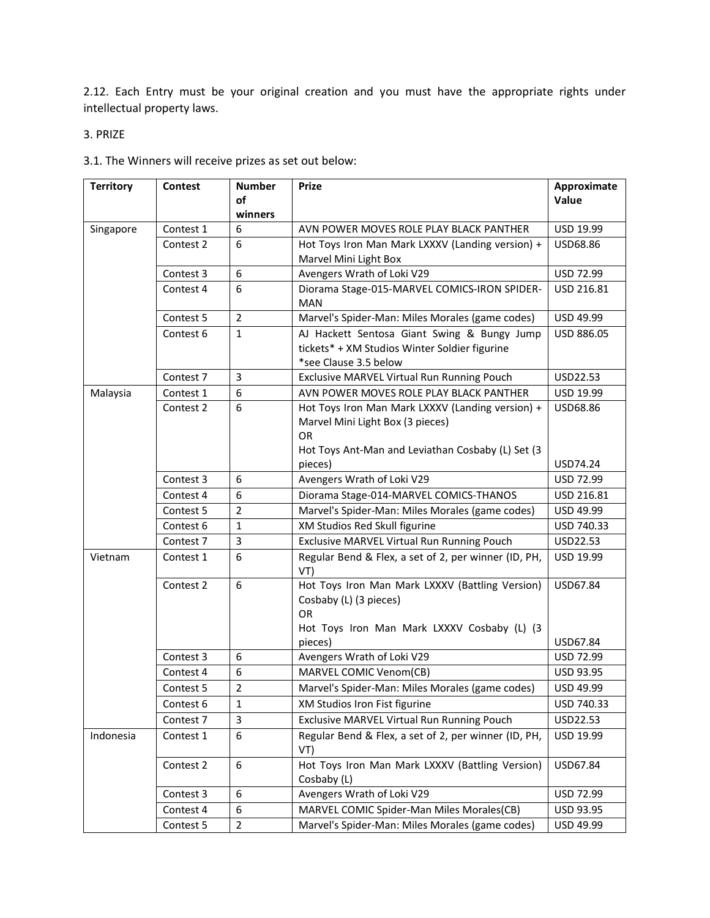2.12. Each Entry must be your original creation and you must have the appropriate rights under intellectual property laws.

3. PRIZE

3.1. The Winners will receive prizes as set out below:

| Territory | Contest | Number of winners | Prize | Approximate Value |
|---|---|---|---|---|
| Singapore | Contest 1 | 6 | AVN POWER MOVES ROLE PLAY BLACK PANTHER | USD 19.99 |
| | Contest 2 | 6 | Hot Toys Iron Man Mark LXXXV (Landing version) + Marvel Mini Light Box | USD68.86 |
| | Contest 3 | 6 | Avengers Wrath of Loki V29 | USD 72.99 |
| | Contest 4 | 6 | Diorama Stage-015-MARVEL COMICS-IRON SPIDER-MAN | USD 216.81 |
| | Contest 5 | 2 | Marvel's Spider-Man: Miles Morales (game codes) | USD 49.99 |
| | Contest 6 | 1 | AJ Hackett Sentosa Giant Swing & Bungy Jump tickets* + XM Studios Winter Soldier figurine<br>*see Clause 3.5 below | USD 886.05 |
| | Contest 7 | 3 | Exclusive MARVEL Virtual Run Running Pouch | USD22.53 |
| Malaysia | Contest 1 | 6 | AVN POWER MOVES ROLE PLAY BLACK PANTHER | USD 19.99 |
| | Contest 2 | 6 | Hot Toys Iron Man Mark LXXXV (Landing version) + Marvel Mini Light Box (3 pieces)<br>OR<br>Hot Toys Ant-Man and Leviathan Cosbaby (L) Set (3 pieces) | USD68.86<br><br><br>USD74.24 |
| | Contest 3 | 6 | Avengers Wrath of Loki V29 | USD 72.99 |
| | Contest 4 | 6 | Diorama Stage-014-MARVEL COMICS-THANOS | USD 216.81 |
| | Contest 5 | 2 | Marvel's Spider-Man: Miles Morales (game codes) | USD 49.99 |
| | Contest 6 | 1 | XM Studios Red Skull figurine | USD 740.33 |
| | Contest 7 | 3 | Exclusive MARVEL Virtual Run Running Pouch | USD22.53 |
| Vietnam | Contest 1 | 6 | Regular Bend & Flex, a set of 2, per winner (ID, PH, VT) | USD 19.99 |
| | Contest 2 | 6 | Hot Toys Iron Man Mark LXXXV (Battling Version) Cosbaby (L) (3 pieces)<br>OR<br>Hot Toys Iron Man Mark LXXXV Cosbaby (L) (3 pieces) | USD67.84<br><br><br>USD67.84 |
| | Contest 3 | 6 | Avengers Wrath of Loki V29 | USD 72.99 |
| | Contest 4 | 6 | MARVEL COMIC Venom(CB) | USD 93.95 |
| | Contest 5 | 2 | Marvel's Spider-Man: Miles Morales (game codes) | USD 49.99 |
| | Contest 6 | 1 | XM Studios Iron Fist figurine | USD 740.33 |
| | Contest 7 | 3 | Exclusive MARVEL Virtual Run Running Pouch | USD22.53 |
| Indonesia | Contest 1 | 6 | Regular Bend & Flex, a set of 2, per winner (ID, PH, VT) | USD 19.99 |
| | Contest 2 | 6 | Hot Toys Iron Man Mark LXXXV (Battling Version) Cosbaby (L) | USD67.84 |
| | Contest 3 | 6 | Avengers Wrath of Loki V29 | USD 72.99 |
| | Contest 4 | 6 | MARVEL COMIC Spider-Man Miles Morales(CB) | USD 93.95 |
| | Contest 5 | 2 | Marvel's Spider-Man: Miles Morales (game codes) | USD 49.99 |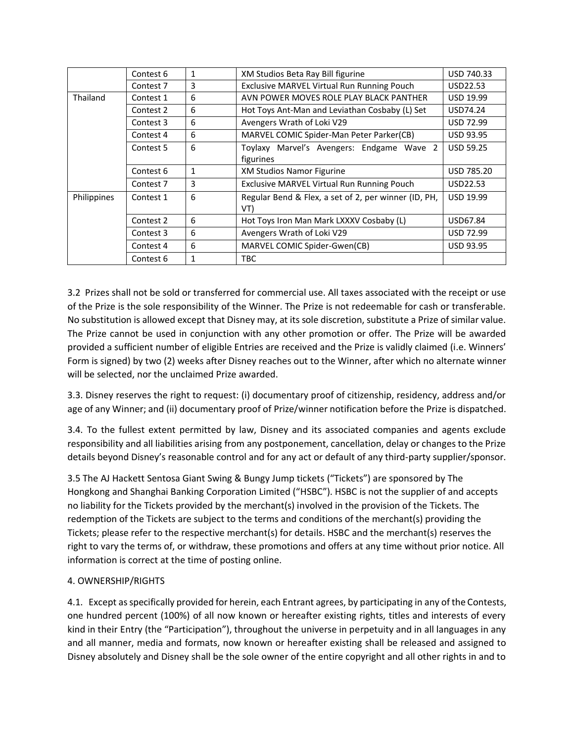| | | | | |
|---|---|---|---|---|
| | Contest 6 | 1 | XM Studios Beta Ray Bill figurine | USD 740.33 |
| | Contest 7 | 3 | Exclusive MARVEL Virtual Run Running Pouch | USD22.53 |
| Thailand | Contest 1 | 6 | AVN POWER MOVES ROLE PLAY BLACK PANTHER | USD 19.99 |
| | Contest 2 | 6 | Hot Toys Ant-Man and Leviathan Cosbaby (L) Set | USD74.24 |
| | Contest 3 | 6 | Avengers Wrath of Loki V29 | USD 72.99 |
| | Contest 4 | 6 | MARVEL COMIC Spider-Man Peter Parker(CB) | USD 93.95 |
| | Contest 5 | 6 | Toylaxy Marvel's Avengers: Endgame Wave 2 figurines | USD 59.25 |
| | Contest 6 | 1 | XM Studios Namor Figurine | USD 785.20 |
| | Contest 7 | 3 | Exclusive MARVEL Virtual Run Running Pouch | USD22.53 |
| Philippines | Contest 1 | 6 | Regular Bend & Flex, a set of 2, per winner (ID, PH, VT) | USD 19.99 |
| | Contest 2 | 6 | Hot Toys Iron Man Mark LXXXV Cosbaby (L) | USD67.84 |
| | Contest 3 | 6 | Avengers Wrath of Loki V29 | USD 72.99 |
| | Contest 4 | 6 | MARVEL COMIC Spider-Gwen(CB) | USD 93.95 |
| | Contest 6 | 1 | TBC | |

3.2 Prizes shall not be sold or transferred for commercial use. All taxes associated with the receipt or use of the Prize is the sole responsibility of the Winner. The Prize is not redeemable for cash or transferable. No substitution is allowed except that Disney may, at its sole discretion, substitute a Prize of similar value. The Prize cannot be used in conjunction with any other promotion or offer. The Prize will be awarded provided a sufficient number of eligible Entries are received and the Prize is validly claimed (i.e. Winners' Form is signed) by two (2) weeks after Disney reaches out to the Winner, after which no alternate winner will be selected, nor the unclaimed Prize awarded.

3.3. Disney reserves the right to request: (i) documentary proof of citizenship, residency, address and/or age of any Winner; and (ii) documentary proof of Prize/winner notification before the Prize is dispatched.

3.4. To the fullest extent permitted by law, Disney and its associated companies and agents exclude responsibility and all liabilities arising from any postponement, cancellation, delay or changes to the Prize details beyond Disney's reasonable control and for any act or default of any third-party supplier/sponsor.

3.5 The AJ Hackett Sentosa Giant Swing & Bungy Jump tickets ("Tickets") are sponsored by The Hongkong and Shanghai Banking Corporation Limited ("HSBC"). HSBC is not the supplier of and accepts no liability for the Tickets provided by the merchant(s) involved in the provision of the Tickets. The redemption of the Tickets are subject to the terms and conditions of the merchant(s) providing the Tickets; please refer to the respective merchant(s) for details. HSBC and the merchant(s) reserves the right to vary the terms of, or withdraw, these promotions and offers at any time without prior notice. All information is correct at the time of posting online.

4. OWNERSHIP/RIGHTS

4.1. Except as specifically provided for herein, each Entrant agrees, by participating in any of the Contests, one hundred percent (100%) of all now known or hereafter existing rights, titles and interests of every kind in their Entry (the "Participation"), throughout the universe in perpetuity and in all languages in any and all manner, media and formats, now known or hereafter existing shall be released and assigned to Disney absolutely and Disney shall be the sole owner of the entire copyright and all other rights in and to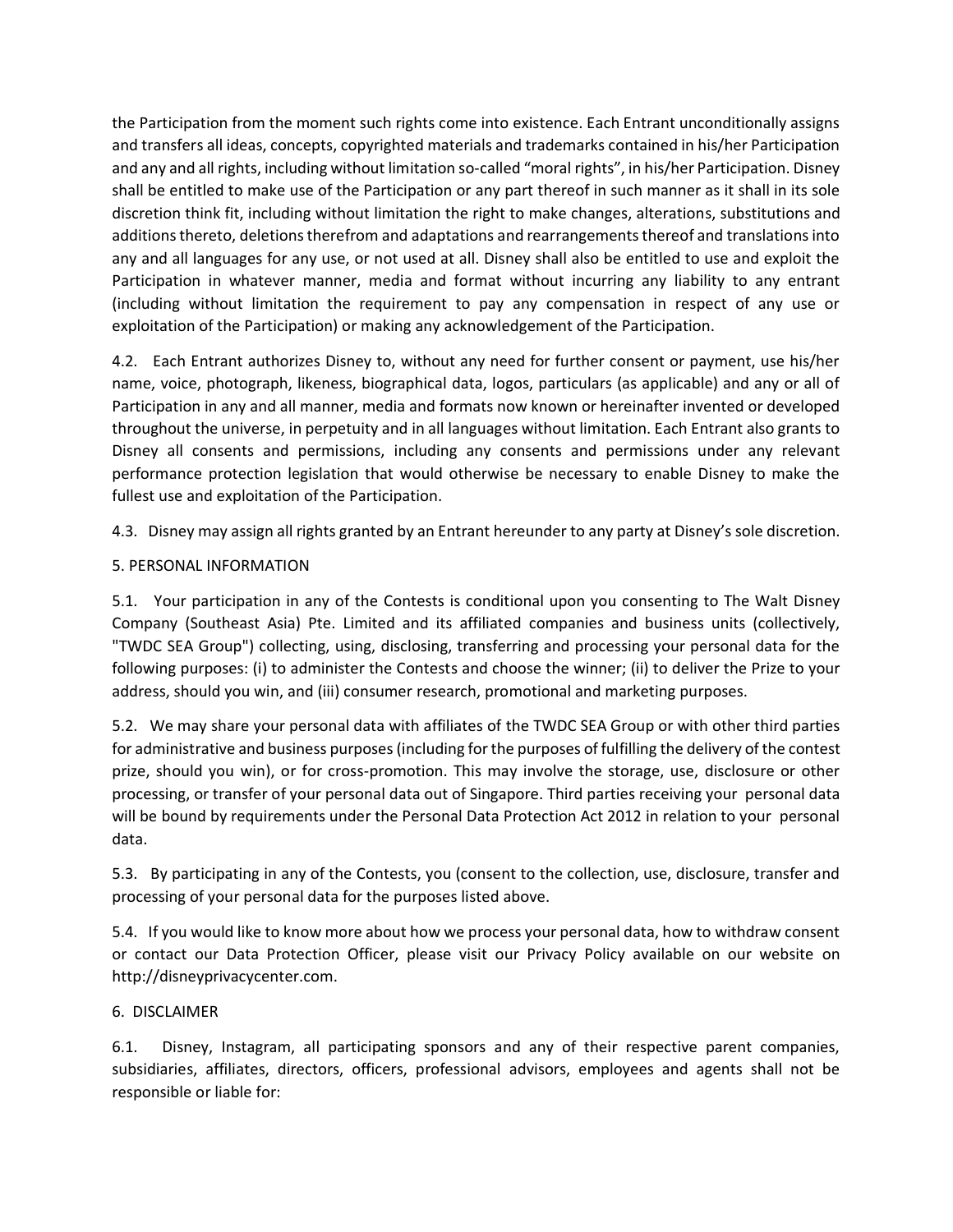the Participation from the moment such rights come into existence. Each Entrant unconditionally assigns and transfers all ideas, concepts, copyrighted materials and trademarks contained in his/her Participation and any and all rights, including without limitation so-called “moral rights”, in his/her Participation. Disney shall be entitled to make use of the Participation or any part thereof in such manner as it shall in its sole discretion think fit, including without limitation the right to make changes, alterations, substitutions and additions thereto, deletions therefrom and adaptations and rearrangements thereof and translations into any and all languages for any use, or not used at all. Disney shall also be entitled to use and exploit the Participation in whatever manner, media and format without incurring any liability to any entrant (including without limitation the requirement to pay any compensation in respect of any use or exploitation of the Participation) or making any acknowledgement of the Participation.

4.2. Each Entrant authorizes Disney to, without any need for further consent or payment, use his/her name, voice, photograph, likeness, biographical data, logos, particulars (as applicable) and any or all of Participation in any and all manner, media and formats now known or hereinafter invented or developed throughout the universe, in perpetuity and in all languages without limitation. Each Entrant also grants to Disney all consents and permissions, including any consents and permissions under any relevant performance protection legislation that would otherwise be necessary to enable Disney to make the fullest use and exploitation of the Participation.

4.3. Disney may assign all rights granted by an Entrant hereunder to any party at Disney’s sole discretion.

5. PERSONAL INFORMATION

5.1. Your participation in any of the Contests is conditional upon you consenting to The Walt Disney Company (Southeast Asia) Pte. Limited and its affiliated companies and business units (collectively, "TWDC SEA Group") collecting, using, disclosing, transferring and processing your personal data for the following purposes: (i) to administer the Contests and choose the winner; (ii) to deliver the Prize to your address, should you win, and (iii) consumer research, promotional and marketing purposes.

5.2. We may share your personal data with affiliates of the TWDC SEA Group or with other third parties for administrative and business purposes (including for the purposes of fulfilling the delivery of the contest prize, should you win), or for cross-promotion. This may involve the storage, use, disclosure or other processing, or transfer of your personal data out of Singapore. Third parties receiving your personal data will be bound by requirements under the Personal Data Protection Act 2012 in relation to your personal data.

5.3. By participating in any of the Contests, you (consent to the collection, use, disclosure, transfer and processing of your personal data for the purposes listed above.

5.4. If you would like to know more about how we process your personal data, how to withdraw consent or contact our Data Protection Officer, please visit our Privacy Policy available on our website on http://disneyprivacycenter.com.

6. DISCLAIMER

6.1. Disney, Instagram, all participating sponsors and any of their respective parent companies, subsidiaries, affiliates, directors, officers, professional advisors, employees and agents shall not be responsible or liable for: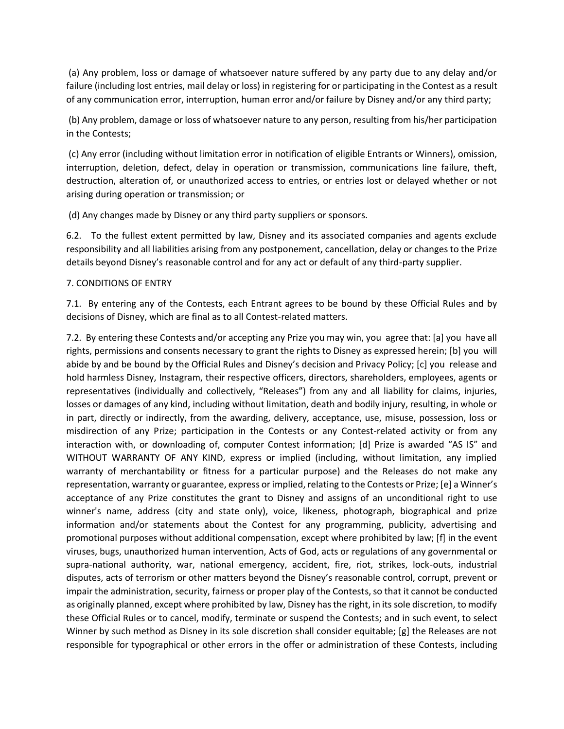(a) Any problem, loss or damage of whatsoever nature suffered by any party due to any delay and/or failure (including lost entries, mail delay or loss) in registering for or participating in the Contest as a result of any communication error, interruption, human error and/or failure by Disney and/or any third party;

(b) Any problem, damage or loss of whatsoever nature to any person, resulting from his/her participation in the Contests;

(c) Any error (including without limitation error in notification of eligible Entrants or Winners), omission, interruption, deletion, defect, delay in operation or transmission, communications line failure, theft, destruction, alteration of, or unauthorized access to entries, or entries lost or delayed whether or not arising during operation or transmission; or

(d) Any changes made by Disney or any third party suppliers or sponsors.

6.2. To the fullest extent permitted by law, Disney and its associated companies and agents exclude responsibility and all liabilities arising from any postponement, cancellation, delay or changes to the Prize details beyond Disney's reasonable control and for any act or default of any third-party supplier.

7. CONDITIONS OF ENTRY

7.1. By entering any of the Contests, each Entrant agrees to be bound by these Official Rules and by decisions of Disney, which are final as to all Contest-related matters.

7.2. By entering these Contests and/or accepting any Prize you may win, you agree that: [a] you have all rights, permissions and consents necessary to grant the rights to Disney as expressed herein; [b] you will abide by and be bound by the Official Rules and Disney's decision and Privacy Policy; [c] you release and hold harmless Disney, Instagram, their respective officers, directors, shareholders, employees, agents or representatives (individually and collectively, "Releases") from any and all liability for claims, injuries, losses or damages of any kind, including without limitation, death and bodily injury, resulting, in whole or in part, directly or indirectly, from the awarding, delivery, acceptance, use, misuse, possession, loss or misdirection of any Prize; participation in the Contests or any Contest-related activity or from any interaction with, or downloading of, computer Contest information; [d] Prize is awarded "AS IS" and WITHOUT WARRANTY OF ANY KIND, express or implied (including, without limitation, any implied warranty of merchantability or fitness for a particular purpose) and the Releases do not make any representation, warranty or guarantee, express or implied, relating to the Contests or Prize; [e] a Winner's acceptance of any Prize constitutes the grant to Disney and assigns of an unconditional right to use winner's name, address (city and state only), voice, likeness, photograph, biographical and prize information and/or statements about the Contest for any programming, publicity, advertising and promotional purposes without additional compensation, except where prohibited by law; [f] in the event viruses, bugs, unauthorized human intervention, Acts of God, acts or regulations of any governmental or supra-national authority, war, national emergency, accident, fire, riot, strikes, lock-outs, industrial disputes, acts of terrorism or other matters beyond the Disney's reasonable control, corrupt, prevent or impair the administration, security, fairness or proper play of the Contests, so that it cannot be conducted as originally planned, except where prohibited by law, Disney has the right, in its sole discretion, to modify these Official Rules or to cancel, modify, terminate or suspend the Contests; and in such event, to select Winner by such method as Disney in its sole discretion shall consider equitable; [g] the Releases are not responsible for typographical or other errors in the offer or administration of these Contests, including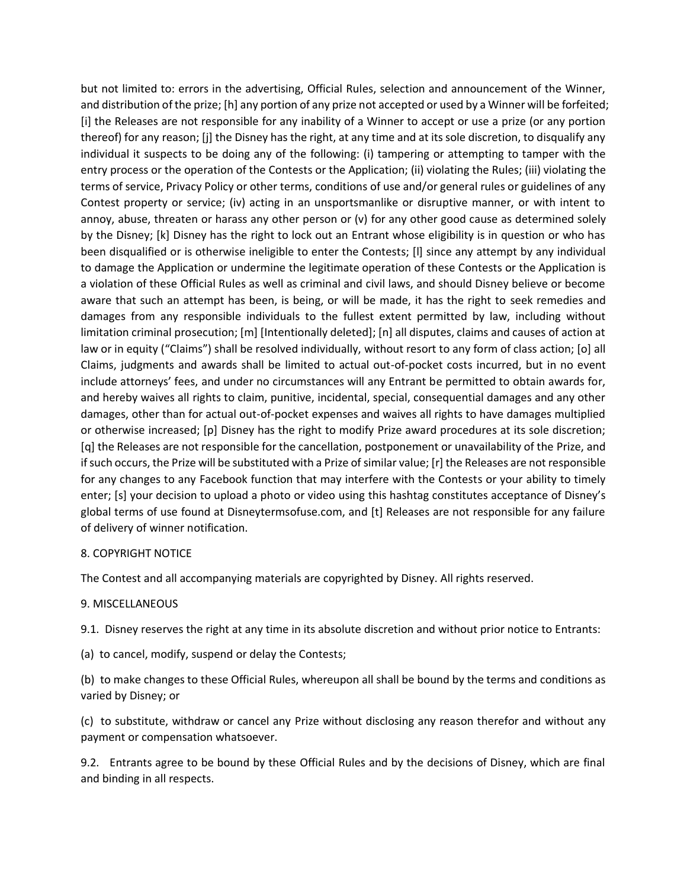but not limited to: errors in the advertising, Official Rules, selection and announcement of the Winner, and distribution of the prize; [h] any portion of any prize not accepted or used by a Winner will be forfeited; [i] the Releases are not responsible for any inability of a Winner to accept or use a prize (or any portion thereof) for any reason; [j] the Disney has the right, at any time and at its sole discretion, to disqualify any individual it suspects to be doing any of the following: (i) tampering or attempting to tamper with the entry process or the operation of the Contests or the Application; (ii) violating the Rules; (iii) violating the terms of service, Privacy Policy or other terms, conditions of use and/or general rules or guidelines of any Contest property or service; (iv) acting in an unsportsmanlike or disruptive manner, or with intent to annoy, abuse, threaten or harass any other person or (v) for any other good cause as determined solely by the Disney; [k] Disney has the right to lock out an Entrant whose eligibility is in question or who has been disqualified or is otherwise ineligible to enter the Contests; [l] since any attempt by any individual to damage the Application or undermine the legitimate operation of these Contests or the Application is a violation of these Official Rules as well as criminal and civil laws, and should Disney believe or become aware that such an attempt has been, is being, or will be made, it has the right to seek remedies and damages from any responsible individuals to the fullest extent permitted by law, including without limitation criminal prosecution; [m] [Intentionally deleted]; [n] all disputes, claims and causes of action at law or in equity ("Claims") shall be resolved individually, without resort to any form of class action; [o] all Claims, judgments and awards shall be limited to actual out-of-pocket costs incurred, but in no event include attorneys' fees, and under no circumstances will any Entrant be permitted to obtain awards for, and hereby waives all rights to claim, punitive, incidental, special, consequential damages and any other damages, other than for actual out-of-pocket expenses and waives all rights to have damages multiplied or otherwise increased; [p] Disney has the right to modify Prize award procedures at its sole discretion; [q] the Releases are not responsible for the cancellation, postponement or unavailability of the Prize, and if such occurs, the Prize will be substituted with a Prize of similar value; [r] the Releases are not responsible for any changes to any Facebook function that may interfere with the Contests or your ability to timely enter; [s] your decision to upload a photo or video using this hashtag constitutes acceptance of Disney's global terms of use found at Disneytermsofuse.com, and [t] Releases are not responsible for any failure of delivery of winner notification.

8. COPYRIGHT NOTICE

The Contest and all accompanying materials are copyrighted by Disney. All rights reserved.

9. MISCELLANEOUS

9.1. Disney reserves the right at any time in its absolute discretion and without prior notice to Entrants:

(a) to cancel, modify, suspend or delay the Contests;

(b) to make changes to these Official Rules, whereupon all shall be bound by the terms and conditions as varied by Disney; or

(c) to substitute, withdraw or cancel any Prize without disclosing any reason therefor and without any payment or compensation whatsoever.

9.2. Entrants agree to be bound by these Official Rules and by the decisions of Disney, which are final and binding in all respects.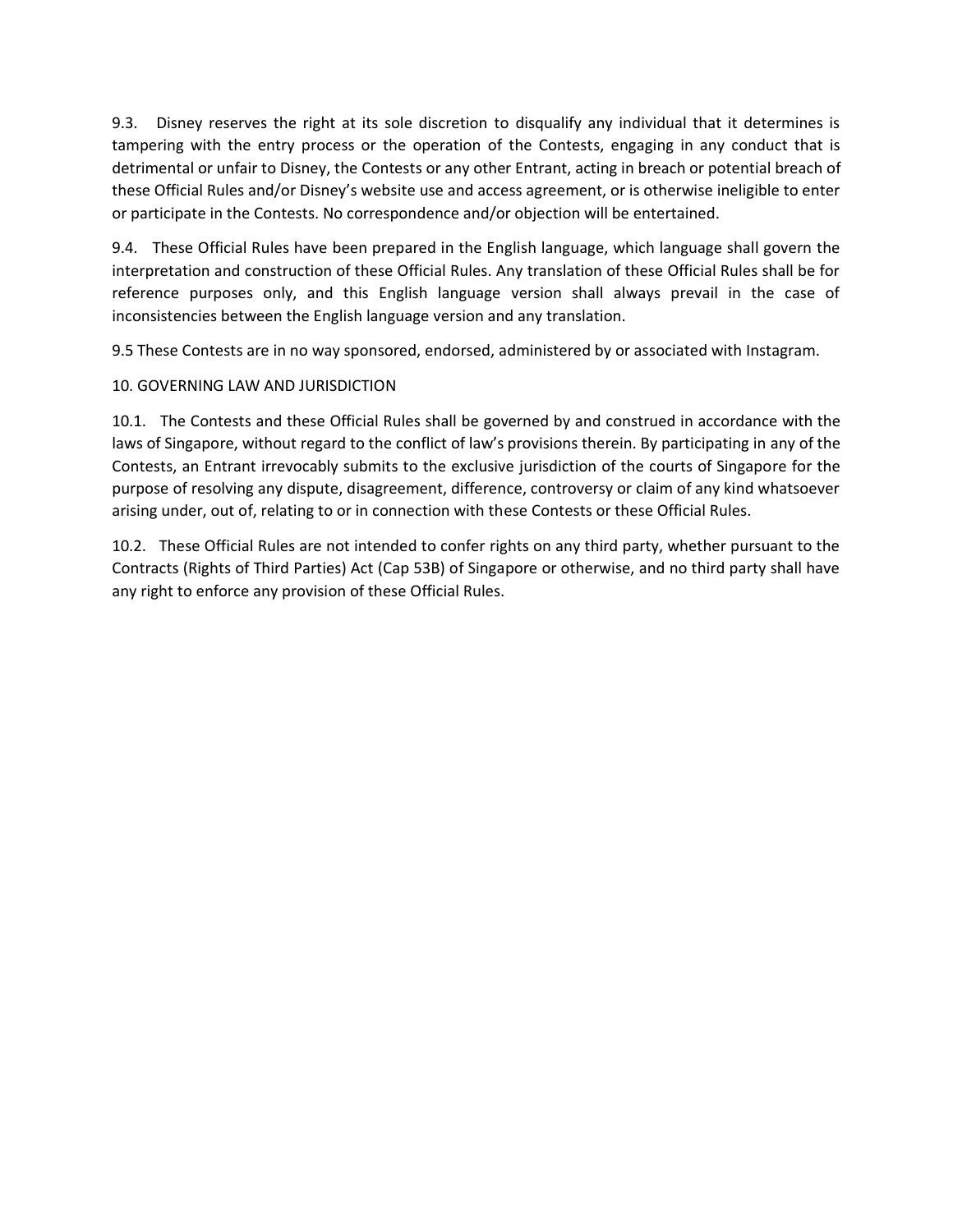9.3. Disney reserves the right at its sole discretion to disqualify any individual that it determines is tampering with the entry process or the operation of the Contests, engaging in any conduct that is detrimental or unfair to Disney, the Contests or any other Entrant, acting in breach or potential breach of these Official Rules and/or Disney's website use and access agreement, or is otherwise ineligible to enter or participate in the Contests. No correspondence and/or objection will be entertained.

9.4. These Official Rules have been prepared in the English language, which language shall govern the interpretation and construction of these Official Rules. Any translation of these Official Rules shall be for reference purposes only, and this English language version shall always prevail in the case of inconsistencies between the English language version and any translation.

9.5 These Contests are in no way sponsored, endorsed, administered by or associated with Instagram.

## 10. GOVERNING LAW AND JURISDICTION

10.1. The Contests and these Official Rules shall be governed by and construed in accordance with the laws of Singapore, without regard to the conflict of law's provisions therein. By participating in any of the Contests, an Entrant irrevocably submits to the exclusive jurisdiction of the courts of Singapore for the purpose of resolving any dispute, disagreement, difference, controversy or claim of any kind whatsoever arising under, out of, relating to or in connection with these Contests or these Official Rules.

10.2. These Official Rules are not intended to confer rights on any third party, whether pursuant to the Contracts (Rights of Third Parties) Act (Cap 53B) of Singapore or otherwise, and no third party shall have any right to enforce any provision of these Official Rules.